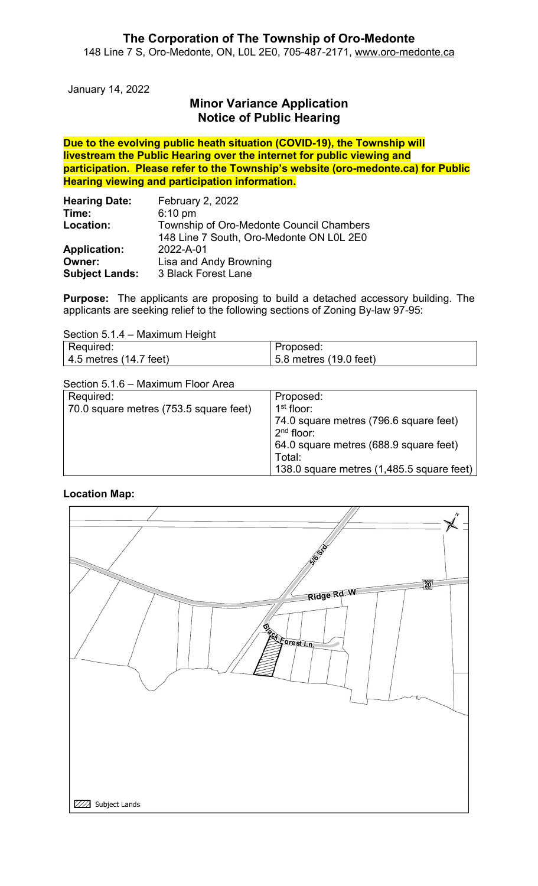# The Corporation of The Township of Oro-Medonte

148 Line 7 S, Oro-Medonte, ON, L0L 2E0, 705-487-2171, www.oro-medonte.ca

January 14, 2022

## Minor Variance Application
## Notice of Public Hearing

**Due to the evolving public heath situation (COVID-19), the Township will livestream the Public Hearing over the internet for public viewing and participation. Please refer to the Township's website (oro-medonte.ca) for Public Hearing viewing and participation information.**

**Hearing Date:** February 2, 2022
**Time:** 6:10 pm
**Location:** Township of Oro-Medonte Council Chambers
148 Line 7 South, Oro-Medonte ON L0L 2E0
**Application:** 2022-A-01
**Owner:** Lisa and Andy Browning
**Subject Lands:** 3 Black Forest Lane

**Purpose:** The applicants are proposing to build a detached accessory building. The applicants are seeking relief to the following sections of Zoning By-law 97-95:

Section 5.1.4 – Maximum Height

| Required: | Proposed: |
|---|---|
| 4.5 metres (14.7 feet) | 5.8 metres (19.0 feet) |

Section 5.1.6 – Maximum Floor Area

| Required: | Proposed: |
|---|---|
| 70.0 square metres (753.5 square feet) | 1st floor: 74.0 square metres (796.6 square feet) 2nd floor: 64.0 square metres (688.9 square feet) Total: 138.0 square metres (1,485.5 square feet) |

**Location Map:**

5/6 Srd.
Ridge Rd. W.
Black Forest Ln.

Subject Lands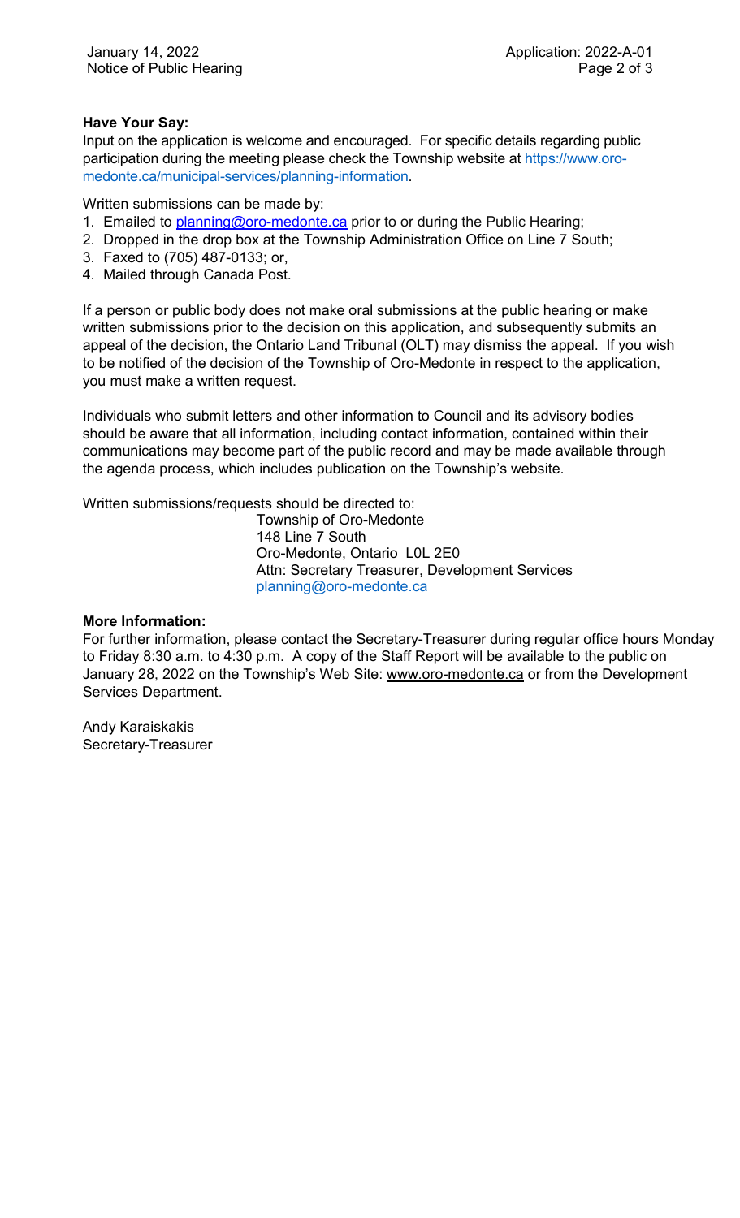**Have Your Say:**

Input on the application is welcome and encouraged. For specific details regarding public participation during the meeting please check the Township website at https://www.oro-medonte.ca/municipal-services/planning-information.

Written submissions can be made by:

1. Emailed to planning@oro-medonte.ca prior to or during the Public Hearing;
2. Dropped in the drop box at the Township Administration Office on Line 7 South;
3. Faxed to (705) 487-0133; or,
4. Mailed through Canada Post.

If a person or public body does not make oral submissions at the public hearing or make written submissions prior to the decision on this application, and subsequently submits an appeal of the decision, the Ontario Land Tribunal (OLT) may dismiss the appeal. If you wish to be notified of the decision of the Township of Oro-Medonte in respect to the application, you must make a written request.

Individuals who submit letters and other information to Council and its advisory bodies should be aware that all information, including contact information, contained within their communications may become part of the public record and may be made available through the agenda process, which includes publication on the Township's website.

Written submissions/requests should be directed to:

Township of Oro-Medonte
148 Line 7 South
Oro-Medonte, Ontario L0L 2E0
Attn: Secretary Treasurer, Development Services
planning@oro-medonte.ca

**More Information:**

For further information, please contact the Secretary-Treasurer during regular office hours Monday to Friday 8:30 a.m. to 4:30 p.m. A copy of the Staff Report will be available to the public on January 28, 2022 on the Township's Web Site: www.oro-medonte.ca or from the Development Services Department.

Andy Karaiskakis
Secretary-Treasurer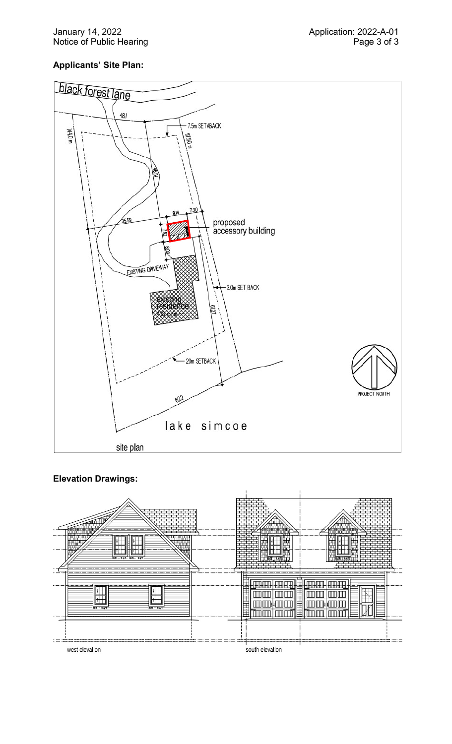**Applicants' Site Plan:**

black forest lane

48.1

7.5m SETBACK

144.0 m

117.80 m

46.54

9.14

7.20

35.59

7.92

8.00

proposed accessory building

EXISTING DRIVEWAY

3.0m SET BACK

existing residence

408 sq. m ±

67.27

20m SETBACK

60.2

lake simcoe

PROJECT NORTH

site plan

**Elevation Drawings:**

west elevation

south elevation